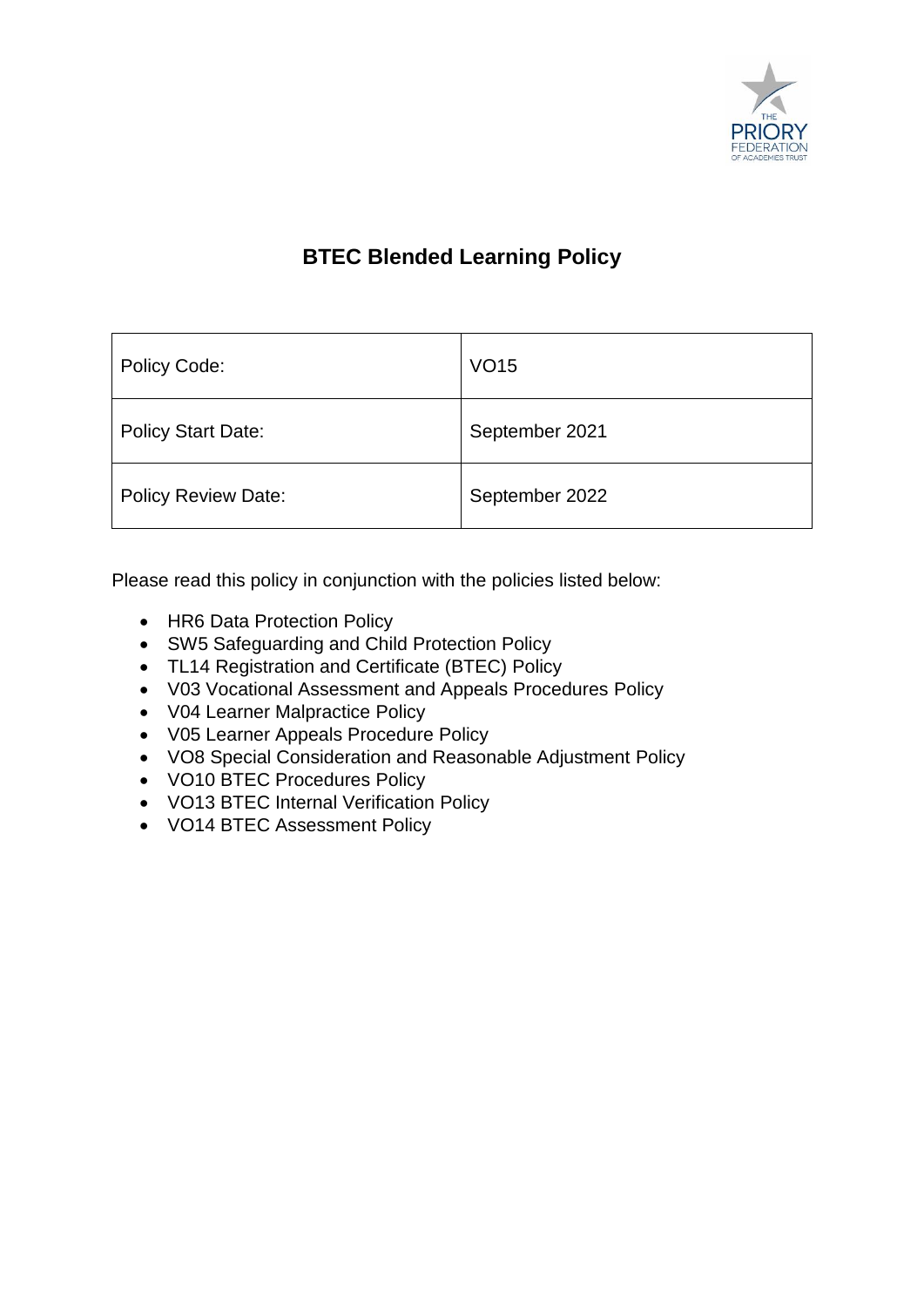# BTEC Blended Learning Policy

| Policy Code: | VO15 |
| --- | --- |
| Policy Start Date: | September 2021 |
| Policy Review Date: | September 2022 |

Please read this policy in conjunction with the policies listed below:

- HR6 Data Protection Policy
- SW5 Safeguarding and Child Protection Policy
- TL14 Registration and Certificate (BTEC) Policy
- V03 Vocational Assessment and Appeals Procedures Policy
- V04 Learner Malpractice Policy
- V05 Learner Appeals Procedure Policy
- VO8 Special Consideration and Reasonable Adjustment Policy
- VO10 BTEC Procedures Policy
- VO13 BTEC Internal Verification Policy
- VO14 BTEC Assessment Policy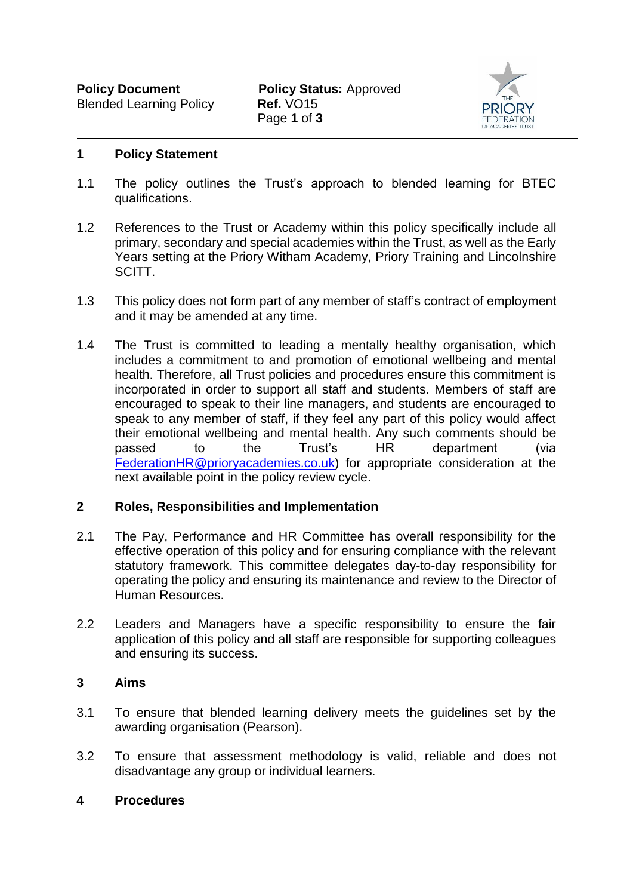**Policy Document**
Blended Learning Policy

**Policy Status:** Approved
**Ref.** VO15

## 1 Policy Statement

1.1 The policy outlines the Trust's approach to blended learning for BTEC qualifications.

1.2 References to the Trust or Academy within this policy specifically include all primary, secondary and special academies within the Trust, as well as the Early Years setting at the Priory Witham Academy, Priory Training and Lincolnshire SCITT.

1.3 This policy does not form part of any member of staff's contract of employment and it may be amended at any time.

1.4 The Trust is committed to leading a mentally healthy organisation, which includes a commitment to and promotion of emotional wellbeing and mental health. Therefore, all Trust policies and procedures ensure this commitment is incorporated in order to support all staff and students. Members of staff are encouraged to speak to their line managers, and students are encouraged to speak to any member of staff, if they feel any part of this policy would affect their emotional wellbeing and mental health. Any such comments should be passed to the Trust's HR department (via FederationHR@prioryacademies.co.uk) for appropriate consideration at the next available point in the policy review cycle.

## 2 Roles, Responsibilities and Implementation

2.1 The Pay, Performance and HR Committee has overall responsibility for the effective operation of this policy and for ensuring compliance with the relevant statutory framework. This committee delegates day-to-day responsibility for operating the policy and ensuring its maintenance and review to the Director of Human Resources.

2.2 Leaders and Managers have a specific responsibility to ensure the fair application of this policy and all staff are responsible for supporting colleagues and ensuring its success.

## 3 Aims

3.1 To ensure that blended learning delivery meets the guidelines set by the awarding organisation (Pearson).

3.2 To ensure that assessment methodology is valid, reliable and does not disadvantage any group or individual learners.

## 4 Procedures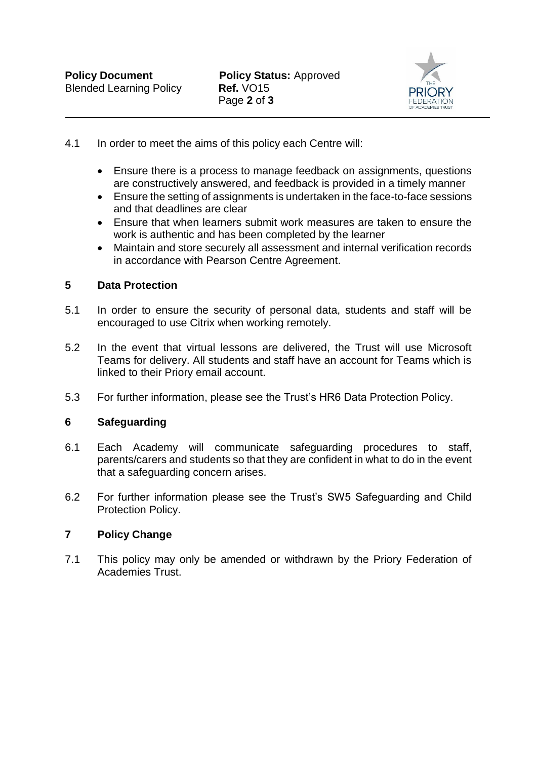4.1 In order to meet the aims of this policy each Centre will:

- Ensure there is a process to manage feedback on assignments, questions are constructively answered, and feedback is provided in a timely manner
- Ensure the setting of assignments is undertaken in the face-to-face sessions and that deadlines are clear
- Ensure that when learners submit work measures are taken to ensure the work is authentic and has been completed by the learner
- Maintain and store securely all assessment and internal verification records in accordance with Pearson Centre Agreement.

## 5 Data Protection

5.1 In order to ensure the security of personal data, students and staff will be encouraged to use Citrix when working remotely.

5.2 In the event that virtual lessons are delivered, the Trust will use Microsoft Teams for delivery. All students and staff have an account for Teams which is linked to their Priory email account.

5.3 For further information, please see the Trust's HR6 Data Protection Policy.

## 6 Safeguarding

6.1 Each Academy will communicate safeguarding procedures to staff, parents/carers and students so that they are confident in what to do in the event that a safeguarding concern arises.

6.2 For further information please see the Trust's SW5 Safeguarding and Child Protection Policy.

## 7 Policy Change

7.1 This policy may only be amended or withdrawn by the Priory Federation of Academies Trust.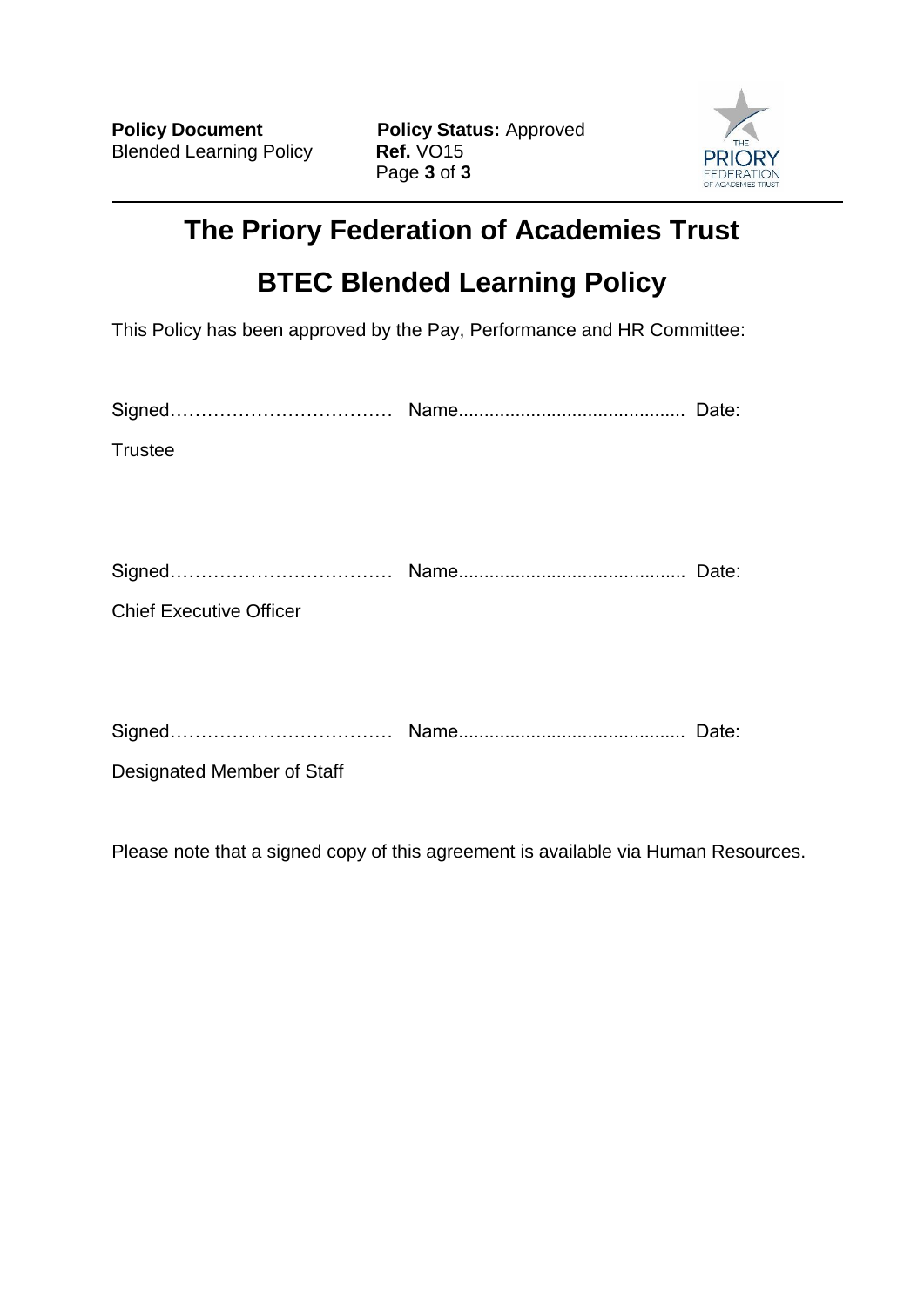# The Priory Federation of Academies Trust

# BTEC Blended Learning Policy

This Policy has been approved by the Pay, Performance and HR Committee:

Signed……………………………… Name........................................... Date:

Trustee

Signed……………………………… Name........................................... Date:

Chief Executive Officer

Signed……………………………… Name........................................... Date:

Designated Member of Staff

Please note that a signed copy of this agreement is available via Human Resources.